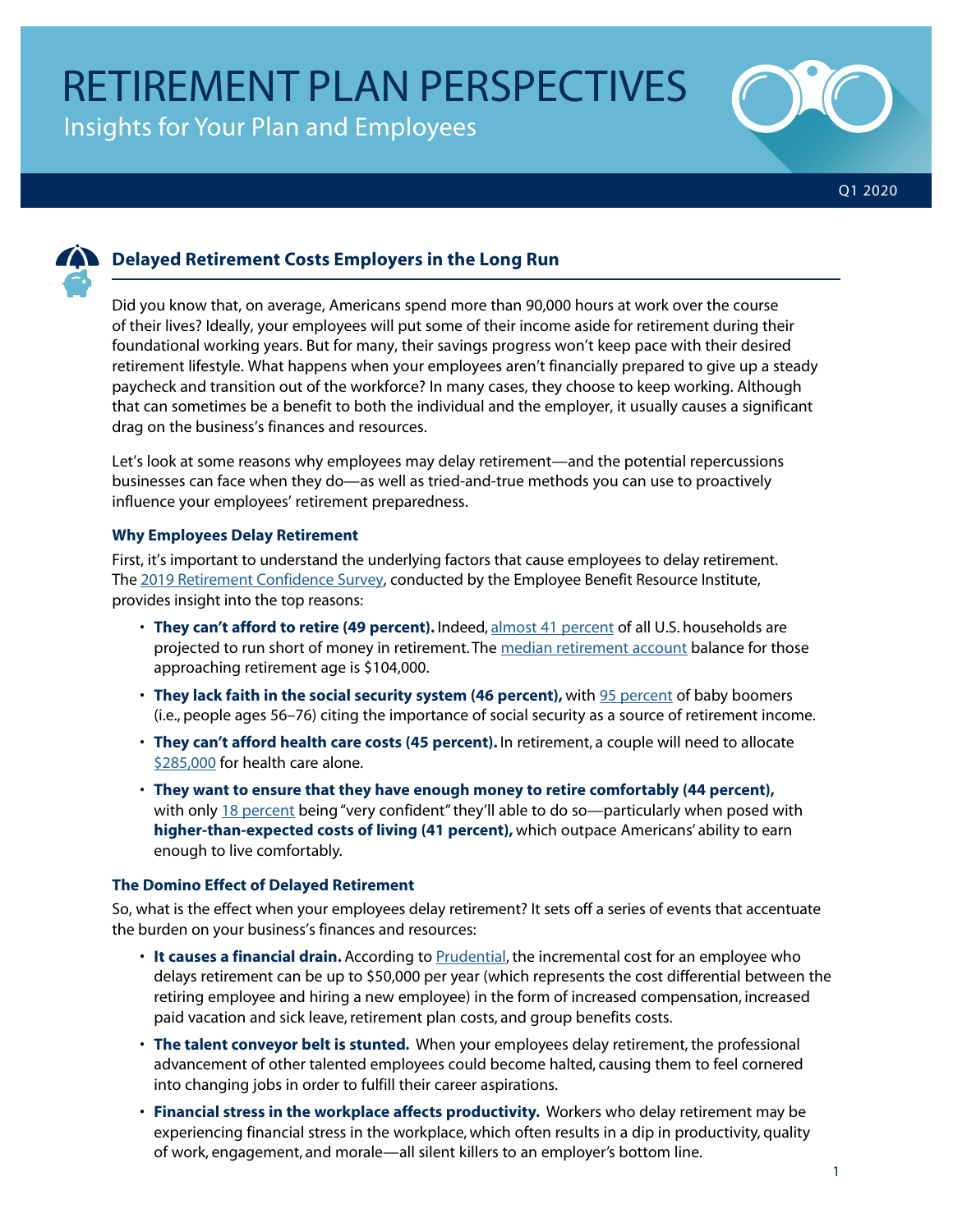# RETIREMENT PLAN PERSPECTIVES

Insights for Your Plan and Employees

Q1 2020

## Delayed Retirement Costs Employers in the Long Run

Did you know that, on average, Americans spend more than 90,000 hours at work over the course of their lives? Ideally, your employees will put some of their income aside for retirement during their foundational working years. But for many, their savings progress won't keep pace with their desired retirement lifestyle. What happens when your employees aren't financially prepared to give up a steady paycheck and transition out of the workforce? In many cases, they choose to keep working. Although that can sometimes be a benefit to both the individual and the employer, it usually causes a significant drag on the business's finances and resources.

Let's look at some reasons why employees may delay retirement—and the potential repercussions businesses can face when they do—as well as tried-and-true methods you can use to proactively influence your employees' retirement preparedness.

### Why Employees Delay Retirement

First, it's important to understand the underlying factors that cause employees to delay retirement. The 2019 Retirement Confidence Survey, conducted by the Employee Benefit Resource Institute, provides insight into the top reasons:

- **They can't afford to retire (49 percent).** Indeed, almost 41 percent of all U.S. households are projected to run short of money in retirement. The median retirement account balance for those approaching retirement age is $104,000.
- **They lack faith in the social security system (46 percent),** with 95 percent of baby boomers (i.e., people ages 56–76) citing the importance of social security as a source of retirement income.
- **They can't afford health care costs (45 percent).** In retirement, a couple will need to allocate $285,000 for health care alone.
- **They want to ensure that they have enough money to retire comfortably (44 percent),** with only 18 percent being "very confident" they'll able to do so—particularly when posed with **higher-than-expected costs of living (41 percent),** which outpace Americans' ability to earn enough to live comfortably.

### The Domino Effect of Delayed Retirement

So, what is the effect when your employees delay retirement? It sets off a series of events that accentuate the burden on your business's finances and resources:

- **It causes a financial drain.** According to Prudential, the incremental cost for an employee who delays retirement can be up to $50,000 per year (which represents the cost differential between the retiring employee and hiring a new employee) in the form of increased compensation, increased paid vacation and sick leave, retirement plan costs, and group benefits costs.
- **The talent conveyor belt is stunted.** When your employees delay retirement, the professional advancement of other talented employees could become halted, causing them to feel cornered into changing jobs in order to fulfill their career aspirations.
- **Financial stress in the workplace affects productivity.** Workers who delay retirement may be experiencing financial stress in the workplace, which often results in a dip in productivity, quality of work, engagement, and morale—all silent killers to an employer's bottom line.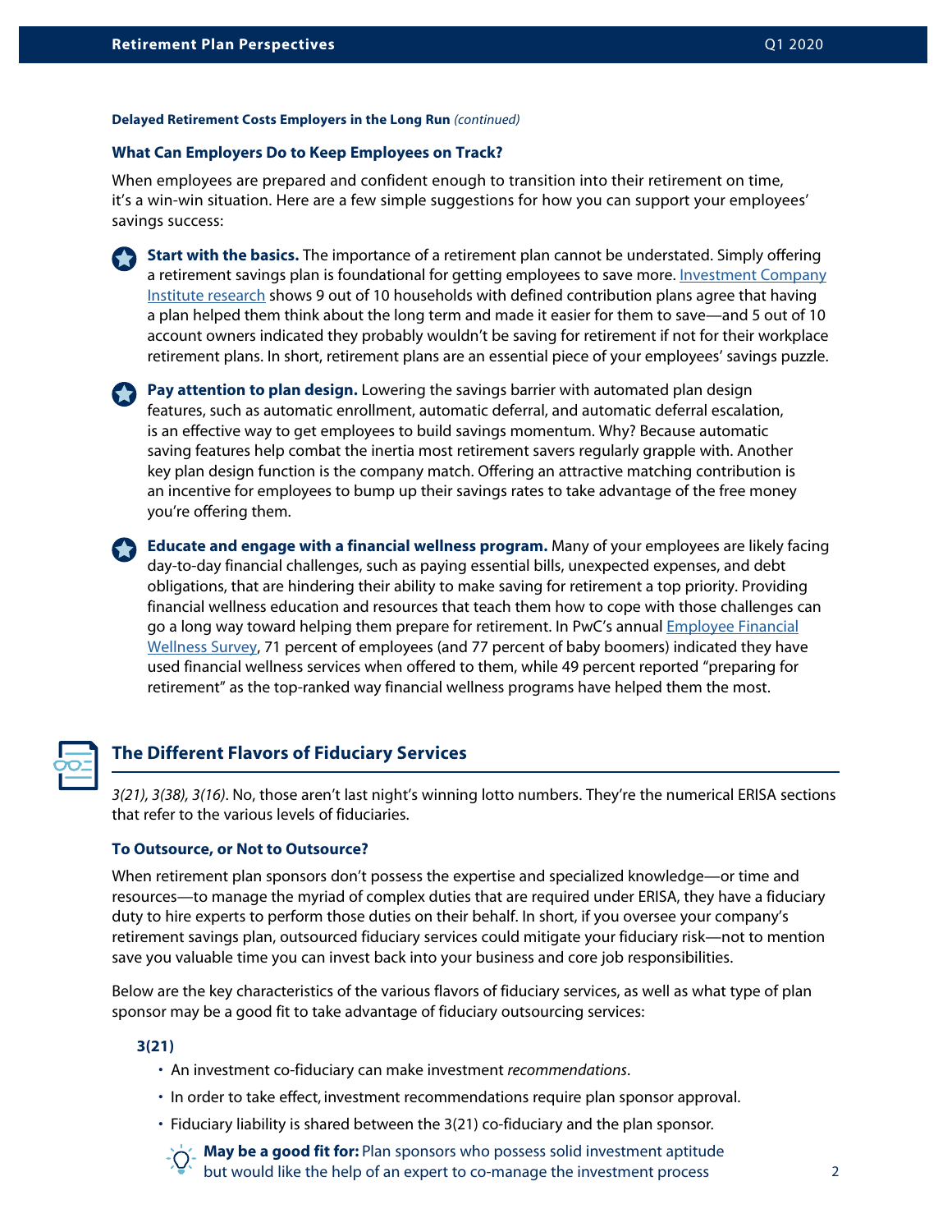**Delayed Retirement Costs Employers in the Long Run** *(continued)*

### What Can Employers Do to Keep Employees on Track?

When employees are prepared and confident enough to transition into their retirement on time, it's a win-win situation. Here are a few simple suggestions for how you can support your employees' savings success:

- **Start with the basics.** The importance of a retirement plan cannot be understated. Simply offering a retirement savings plan is foundational for getting employees to save more. Investment Company Institute research shows 9 out of 10 households with defined contribution plans agree that having a plan helped them think about the long term and made it easier for them to save—and 5 out of 10 account owners indicated they probably wouldn't be saving for retirement if not for their workplace retirement plans. In short, retirement plans are an essential piece of your employees' savings puzzle.

- **Pay attention to plan design.** Lowering the savings barrier with automated plan design features, such as automatic enrollment, automatic deferral, and automatic deferral escalation, is an effective way to get employees to build savings momentum. Why? Because automatic saving features help combat the inertia most retirement savers regularly grapple with. Another key plan design function is the company match. Offering an attractive matching contribution is an incentive for employees to bump up their savings rates to take advantage of the free money you're offering them.

- **Educate and engage with a financial wellness program.** Many of your employees are likely facing day-to-day financial challenges, such as paying essential bills, unexpected expenses, and debt obligations, that are hindering their ability to make saving for retirement a top priority. Providing financial wellness education and resources that teach them how to cope with those challenges can go a long way toward helping them prepare for retirement. In PwC's annual Employee Financial Wellness Survey, 71 percent of employees (and 77 percent of baby boomers) indicated they have used financial wellness services when offered to them, while 49 percent reported "preparing for retirement" as the top-ranked way financial wellness programs have helped them the most.

## The Different Flavors of Fiduciary Services

*3(21), 3(38), 3(16)*. No, those aren't last night's winning lotto numbers. They're the numerical ERISA sections that refer to the various levels of fiduciaries.

### To Outsource, or Not to Outsource?

When retirement plan sponsors don't possess the expertise and specialized knowledge—or time and resources—to manage the myriad of complex duties that are required under ERISA, they have a fiduciary duty to hire experts to perform those duties on their behalf. In short, if you oversee your company's retirement savings plan, outsourced fiduciary services could mitigate your fiduciary risk—not to mention save you valuable time you can invest back into your business and core job responsibilities.

Below are the key characteristics of the various flavors of fiduciary services, as well as what type of plan sponsor may be a good fit to take advantage of fiduciary outsourcing services:

**3(21)**

- An investment co-fiduciary can make investment *recommendations*.
- In order to take effect, investment recommendations require plan sponsor approval.
- Fiduciary liability is shared between the 3(21) co-fiduciary and the plan sponsor.

**May be a good fit for:** Plan sponsors who possess solid investment aptitude but would like the help of an expert to co-manage the investment process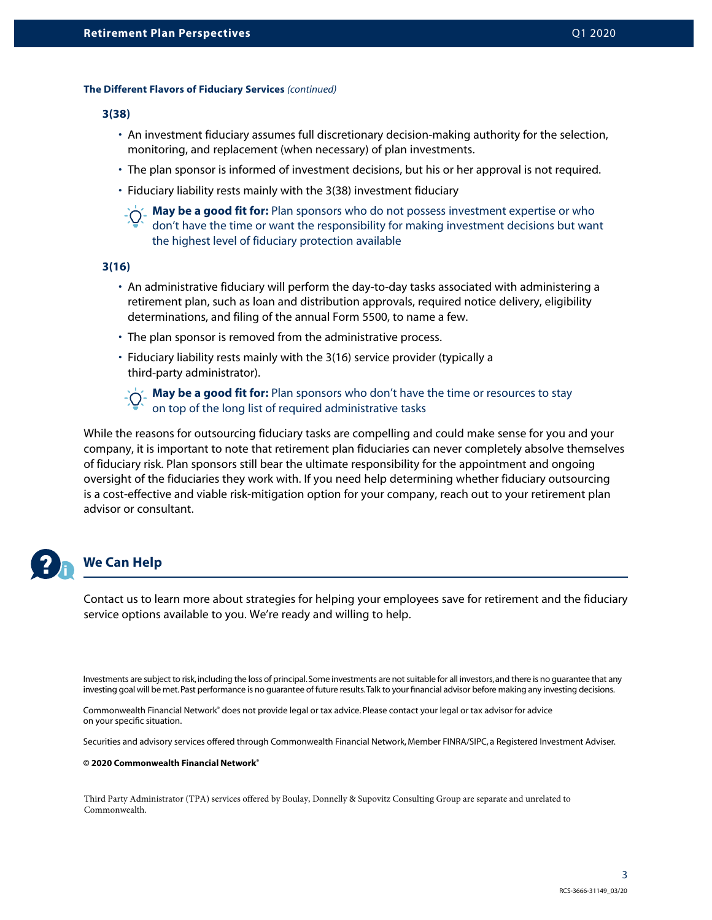**The Different Flavors of Fiduciary Services** *(continued)*

**3(38)**

- An investment fiduciary assumes full discretionary decision-making authority for the selection, monitoring, and replacement (when necessary) of plan investments.
- The plan sponsor is informed of investment decisions, but his or her approval is not required.
- Fiduciary liability rests mainly with the 3(38) investment fiduciary

**May be a good fit for:** Plan sponsors who do not possess investment expertise or who don't have the time or want the responsibility for making investment decisions but want the highest level of fiduciary protection available

**3(16)**

- An administrative fiduciary will perform the day-to-day tasks associated with administering a retirement plan, such as loan and distribution approvals, required notice delivery, eligibility determinations, and filing of the annual Form 5500, to name a few.
- The plan sponsor is removed from the administrative process.
- Fiduciary liability rests mainly with the 3(16) service provider (typically a third-party administrator).

**May be a good fit for:** Plan sponsors who don't have the time or resources to stay on top of the long list of required administrative tasks

While the reasons for outsourcing fiduciary tasks are compelling and could make sense for you and your company, it is important to note that retirement plan fiduciaries can never completely absolve themselves of fiduciary risk. Plan sponsors still bear the ultimate responsibility for the appointment and ongoing oversight of the fiduciaries they work with. If you need help determining whether fiduciary outsourcing is a cost-effective and viable risk-mitigation option for your company, reach out to your retirement plan advisor or consultant.

## We Can Help

Contact us to learn more about strategies for helping your employees save for retirement and the fiduciary service options available to you. We're ready and willing to help.

Investments are subject to risk, including the loss of principal. Some investments are not suitable for all investors, and there is no guarantee that any investing goal will be met. Past performance is no guarantee of future results. Talk to your financial advisor before making any investing decisions.

Commonwealth Financial Network® does not provide legal or tax advice. Please contact your legal or tax advisor for advice on your specific situation.

Securities and advisory services offered through Commonwealth Financial Network, Member FINRA/SIPC, a Registered Investment Adviser.

**© 2020 Commonwealth Financial Network®**

Third Party Administrator (TPA) services offered by Boulay, Donnelly & Supovitz Consulting Group are separate and unrelated to Commonwealth.

RCS-3666-31149_03/20